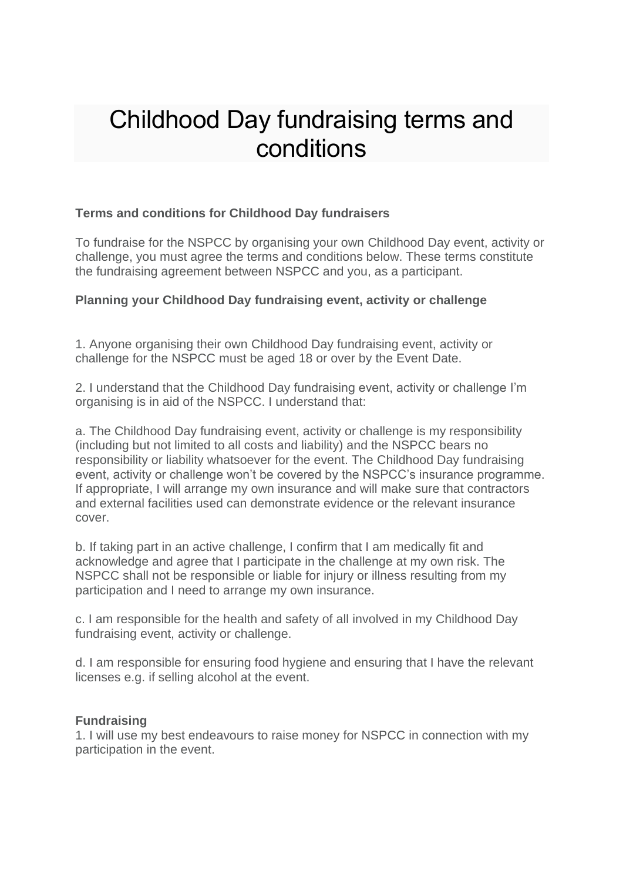# Childhood Day fundraising terms and conditions

**Terms and conditions for Childhood Day fundraisers**

To fundraise for the NSPCC by organising your own Childhood Day event, activity or challenge, you must agree the terms and conditions below. These terms constitute the fundraising agreement between NSPCC and you, as a participant.

**Planning your Childhood Day fundraising event, activity or challenge**

1. Anyone organising their own Childhood Day fundraising event, activity or challenge for the NSPCC must be aged 18 or over by the Event Date.

2. I understand that the Childhood Day fundraising event, activity or challenge I'm organising is in aid of the NSPCC. I understand that:

a. The Childhood Day fundraising event, activity or challenge is my responsibility (including but not limited to all costs and liability) and the NSPCC bears no responsibility or liability whatsoever for the event. The Childhood Day fundraising event, activity or challenge won't be covered by the NSPCC's insurance programme. If appropriate, I will arrange my own insurance and will make sure that contractors and external facilities used can demonstrate evidence or the relevant insurance cover.

b. If taking part in an active challenge, I confirm that I am medically fit and acknowledge and agree that I participate in the challenge at my own risk. The NSPCC shall not be responsible or liable for injury or illness resulting from my participation and I need to arrange my own insurance.

c. I am responsible for the health and safety of all involved in my Childhood Day fundraising event, activity or challenge.

d. I am responsible for ensuring food hygiene and ensuring that I have the relevant licenses e.g. if selling alcohol at the event.

**Fundraising**

1. I will use my best endeavours to raise money for NSPCC in connection with my participation in the event.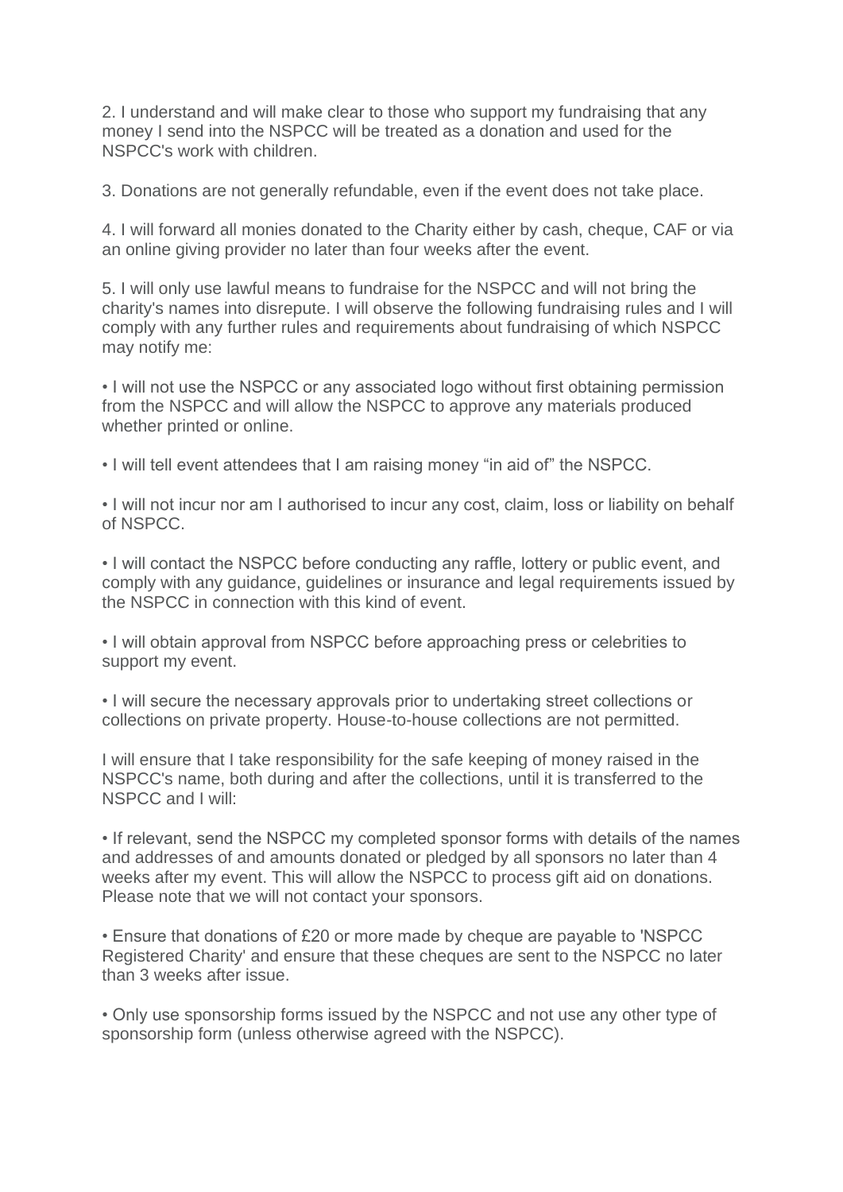2. I understand and will make clear to those who support my fundraising that any money I send into the NSPCC will be treated as a donation and used for the NSPCC's work with children.

3. Donations are not generally refundable, even if the event does not take place.

4. I will forward all monies donated to the Charity either by cash, cheque, CAF or via an online giving provider no later than four weeks after the event.

5. I will only use lawful means to fundraise for the NSPCC and will not bring the charity's names into disrepute. I will observe the following fundraising rules and I will comply with any further rules and requirements about fundraising of which NSPCC may notify me:

- I will not use the NSPCC or any associated logo without first obtaining permission from the NSPCC and will allow the NSPCC to approve any materials produced whether printed or online.

- I will tell event attendees that I am raising money "in aid of" the NSPCC.

- I will not incur nor am I authorised to incur any cost, claim, loss or liability on behalf of NSPCC.

- I will contact the NSPCC before conducting any raffle, lottery or public event, and comply with any guidance, guidelines or insurance and legal requirements issued by the NSPCC in connection with this kind of event.

- I will obtain approval from NSPCC before approaching press or celebrities to support my event.

- I will secure the necessary approvals prior to undertaking street collections or collections on private property. House-to-house collections are not permitted.

I will ensure that I take responsibility for the safe keeping of money raised in the NSPCC's name, both during and after the collections, until it is transferred to the NSPCC and I will:

- If relevant, send the NSPCC my completed sponsor forms with details of the names and addresses of and amounts donated or pledged by all sponsors no later than 4 weeks after my event. This will allow the NSPCC to process gift aid on donations. Please note that we will not contact your sponsors.

- Ensure that donations of £20 or more made by cheque are payable to 'NSPCC Registered Charity' and ensure that these cheques are sent to the NSPCC no later than 3 weeks after issue.

- Only use sponsorship forms issued by the NSPCC and not use any other type of sponsorship form (unless otherwise agreed with the NSPCC).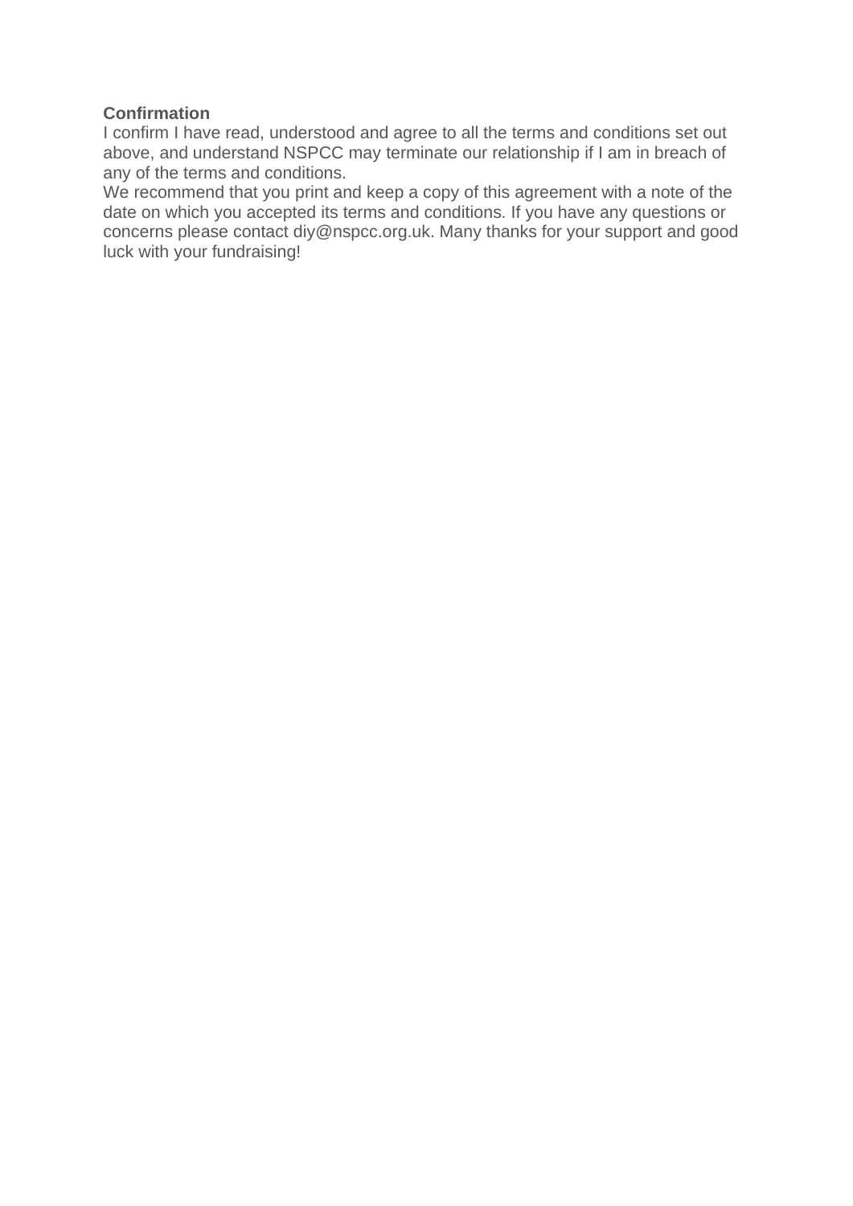**Confirmation**

I confirm I have read, understood and agree to all the terms and conditions set out above, and understand NSPCC may terminate our relationship if I am in breach of any of the terms and conditions.

We recommend that you print and keep a copy of this agreement with a note of the date on which you accepted its terms and conditions. If you have any questions or concerns please contact diy@nspcc.org.uk. Many thanks for your support and good luck with your fundraising!